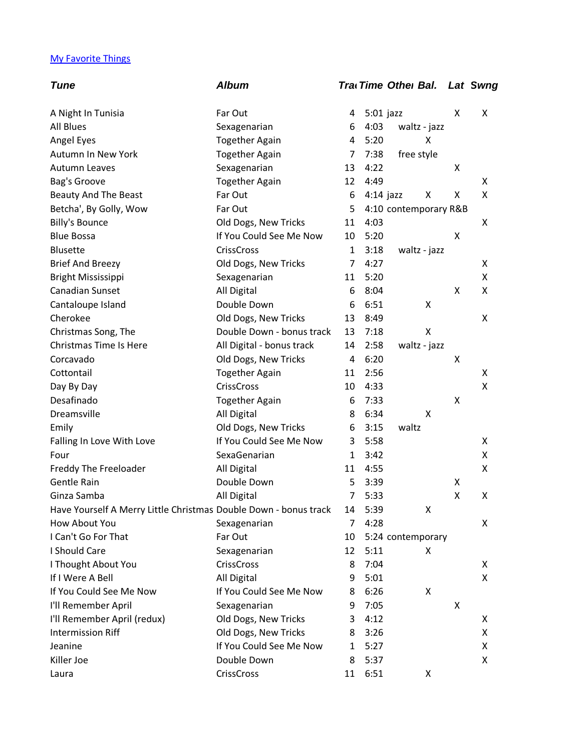[My Favorite Things]()

| *Tune* | *Album* | *Trac* | *Time* | *Other* | *Bal.* | *Lat* | *Swng* |
|---|---|---|---|---|---|---|---|
| A Night In Tunisia | Far Out | 4 | 5:01 | jazz | | X | X |
| All Blues | Sexagenarian | 6 | 4:03 | waltz - jazz | | | |
| Angel Eyes | Together Again | 4 | 5:20 | | X | | |
| Autumn In New York | Together Again | 7 | 7:38 | free style | | | |
| Autumn Leaves | Sexagenarian | 13 | 4:22 | | | X | |
| Bag's Groove | Together Again | 12 | 4:49 | | | | X |
| Beauty And The Beast | Far Out | 6 | 4:14 | jazz | X | X | X |
| Betcha', By Golly, Wow | Far Out | 5 | 4:10 | contemporary R&B | | | |
| Billy's Bounce | Old Dogs, New Tricks | 11 | 4:03 | | | | X |
| Blue Bossa | If You Could See Me Now | 10 | 5:20 | | | X | |
| Blusette | CrissCross | 1 | 3:18 | waltz - jazz | | | |
| Brief And Breezy | Old Dogs, New Tricks | 7 | 4:27 | | | | X |
| Bright Mississippi | Sexagenarian | 11 | 5:20 | | | | X |
| Canadian Sunset | All Digital | 6 | 8:04 | | | X | X |
| Cantaloupe Island | Double Down | 6 | 6:51 | | X | | |
| Cherokee | Old Dogs, New Tricks | 13 | 8:49 | | | | X |
| Christmas Song, The | Double Down - bonus track | 13 | 7:18 | | X | | |
| Christmas Time Is Here | All Digital - bonus track | 14 | 2:58 | waltz - jazz | | | |
| Corcavado | Old Dogs, New Tricks | 4 | 6:20 | | | X | |
| Cottontail | Together Again | 11 | 2:56 | | | | X |
| Day By Day | CrissCross | 10 | 4:33 | | | | X |
| Desafinado | Together Again | 6 | 7:33 | | | X | |
| Dreamsville | All Digital | 8 | 6:34 | | X | | |
| Emily | Old Dogs, New Tricks | 6 | 3:15 | waltz | | | |
| Falling In Love With Love | If You Could See Me Now | 3 | 5:58 | | | | X |
| Four | SexaGenarian | 1 | 3:42 | | | | X |
| Freddy The Freeloader | All Digital | 11 | 4:55 | | | | X |
| Gentle Rain | Double Down | 5 | 3:39 | | | X | |
| Ginza Samba | All Digital | 7 | 5:33 | | | X | X |
| Have Yourself A Merry Little Christmas | Double Down - bonus track | 14 | 5:39 | | X | | |
| How About You | Sexagenarian | 7 | 4:28 | | | | X |
| I Can't Go For That | Far Out | 10 | 5:24 | contemporary | | | |
| I Should Care | Sexagenarian | 12 | 5:11 | | X | | |
| I Thought About You | CrissCross | 8 | 7:04 | | | | X |
| If I Were A Bell | All Digital | 9 | 5:01 | | | | X |
| If You Could See Me Now | If You Could See Me Now | 8 | 6:26 | | X | | |
| I'll Remember April | Sexagenarian | 9 | 7:05 | | | X | |
| I'll Remember April (redux) | Old Dogs, New Tricks | 3 | 4:12 | | | | X |
| Intermission Riff | Old Dogs, New Tricks | 8 | 3:26 | | | | X |
| Jeanine | If You Could See Me Now | 1 | 5:27 | | | | X |
| Killer Joe | Double Down | 8 | 5:37 | | | | X |
| Laura | CrissCross | 11 | 6:51 | | X | | |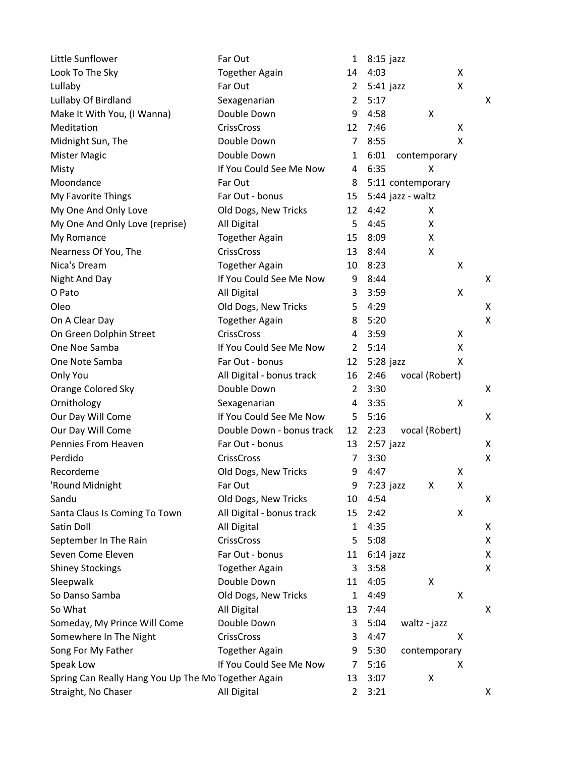| | | | | | | | |
|---|---|---|---|---|---|---|---|
| Little Sunflower | Far Out | 1 | 8:15 | jazz | | | |
| Look To The Sky | Together Again | 14 | 4:03 | | | X | |
| Lullaby | Far Out | 2 | 5:41 | jazz | | X | |
| Lullaby Of Birdland | Sexagenarian | 2 | 5:17 | | | | X |
| Make It With You, (I Wanna) | Double Down | 9 | 4:58 | | X | | |
| Meditation | CrissCross | 12 | 7:46 | | | X | |
| Midnight Sun, The | Double Down | 7 | 8:55 | | | X | |
| Mister Magic | Double Down | 1 | 6:01 | contemporary | | | |
| Misty | If You Could See Me Now | 4 | 6:35 | | X | | |
| Moondance | Far Out | 8 | 5:11 | contemporary | | | |
| My Favorite Things | Far Out - bonus | 15 | 5:44 | jazz - waltz | | | |
| My One And Only Love | Old Dogs, New Tricks | 12 | 4:42 | | X | | |
| My One And Only Love (reprise) | All Digital | 5 | 4:45 | | X | | |
| My Romance | Together Again | 15 | 8:09 | | X | | |
| Nearness Of You, The | CrissCross | 13 | 8:44 | | X | | |
| Nica's Dream | Together Again | 10 | 8:23 | | | X | |
| Night And Day | If You Could See Me Now | 9 | 8:44 | | | | X |
| O Pato | All Digital | 3 | 3:59 | | | X | |
| Oleo | Old Dogs, New Tricks | 5 | 4:29 | | | | X |
| On A Clear Day | Together Again | 8 | 5:20 | | | | X |
| On Green Dolphin Street | CrissCross | 4 | 3:59 | | | X | |
| One Noe Samba | If You Could See Me Now | 2 | 5:14 | | | X | |
| One Note Samba | Far Out - bonus | 12 | 5:28 | jazz | | X | |
| Only You | All Digital - bonus track | 16 | 2:46 | vocal (Robert) | | | |
| Orange Colored Sky | Double Down | 2 | 3:30 | | | | X |
| Ornithology | Sexagenarian | 4 | 3:35 | | | X | |
| Our Day Will Come | If You Could See Me Now | 5 | 5:16 | | | | X |
| Our Day Will Come | Double Down - bonus track | 12 | 2:23 | vocal (Robert) | | | |
| Pennies From Heaven | Far Out - bonus | 13 | 2:57 | jazz | | | X |
| Perdido | CrissCross | 7 | 3:30 | | | | X |
| Recordeme | Old Dogs, New Tricks | 9 | 4:47 | | | X | |
| 'Round Midnight | Far Out | 9 | 7:23 | jazz | X | X | |
| Sandu | Old Dogs, New Tricks | 10 | 4:54 | | | | X |
| Santa Claus Is Coming To Town | All Digital - bonus track | 15 | 2:42 | | | X | |
| Satin Doll | All Digital | 1 | 4:35 | | | | X |
| September In The Rain | CrissCross | 5 | 5:08 | | | | X |
| Seven Come Eleven | Far Out - bonus | 11 | 6:14 | jazz | | | X |
| Shiney Stockings | Together Again | 3 | 3:58 | | | | X |
| Sleepwalk | Double Down | 11 | 4:05 | | X | | |
| So Danso Samba | Old Dogs, New Tricks | 1 | 4:49 | | | X | |
| So What | All Digital | 13 | 7:44 | | | | X |
| Someday, My Prince Will Come | Double Down | 3 | 5:04 | waltz - jazz | | | |
| Somewhere In The Night | CrissCross | 3 | 4:47 | | | X | |
| Song For My Father | Together Again | 9 | 5:30 | contemporary | | | |
| Speak Low | If You Could See Me Now | 7 | 5:16 | | | X | |
| Spring Can Really Hang You Up The Mo | Together Again | 13 | 3:07 | | X | | |
| Straight, No Chaser | All Digital | 2 | 3:21 | | | | X |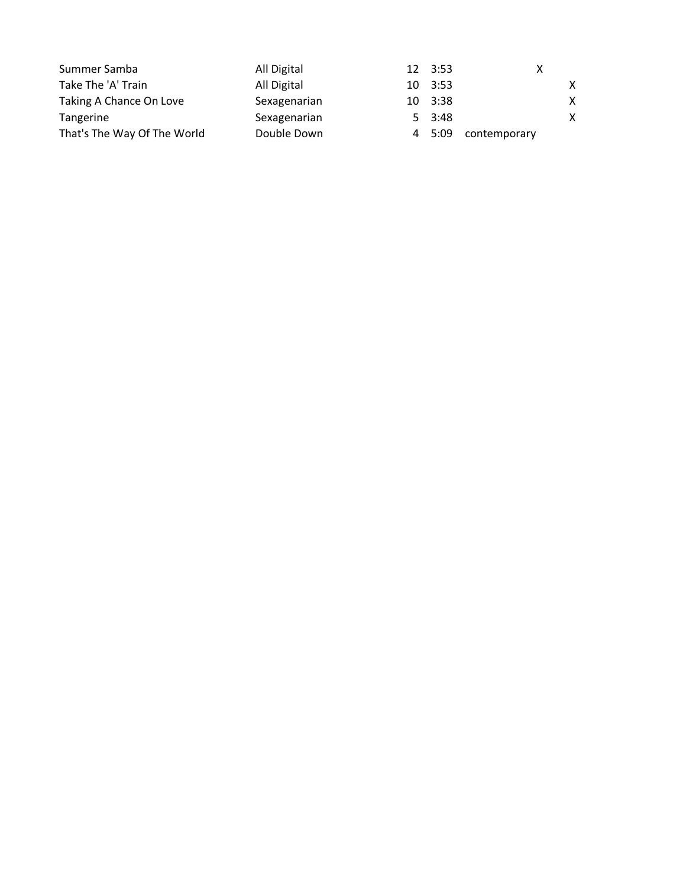| | | | | | | |
|---|---|---|---|---|---|---|
| Summer Samba | All Digital | 12 | 3:53 | | X | |
| Take The 'A' Train | All Digital | 10 | 3:53 | | | X |
| Taking A Chance On Love | Sexagenarian | 10 | 3:38 | | | X |
| Tangerine | Sexagenarian | 5 | 3:48 | | | X |
| That's The Way Of The World | Double Down | 4 | 5:09 | contemporary | | |